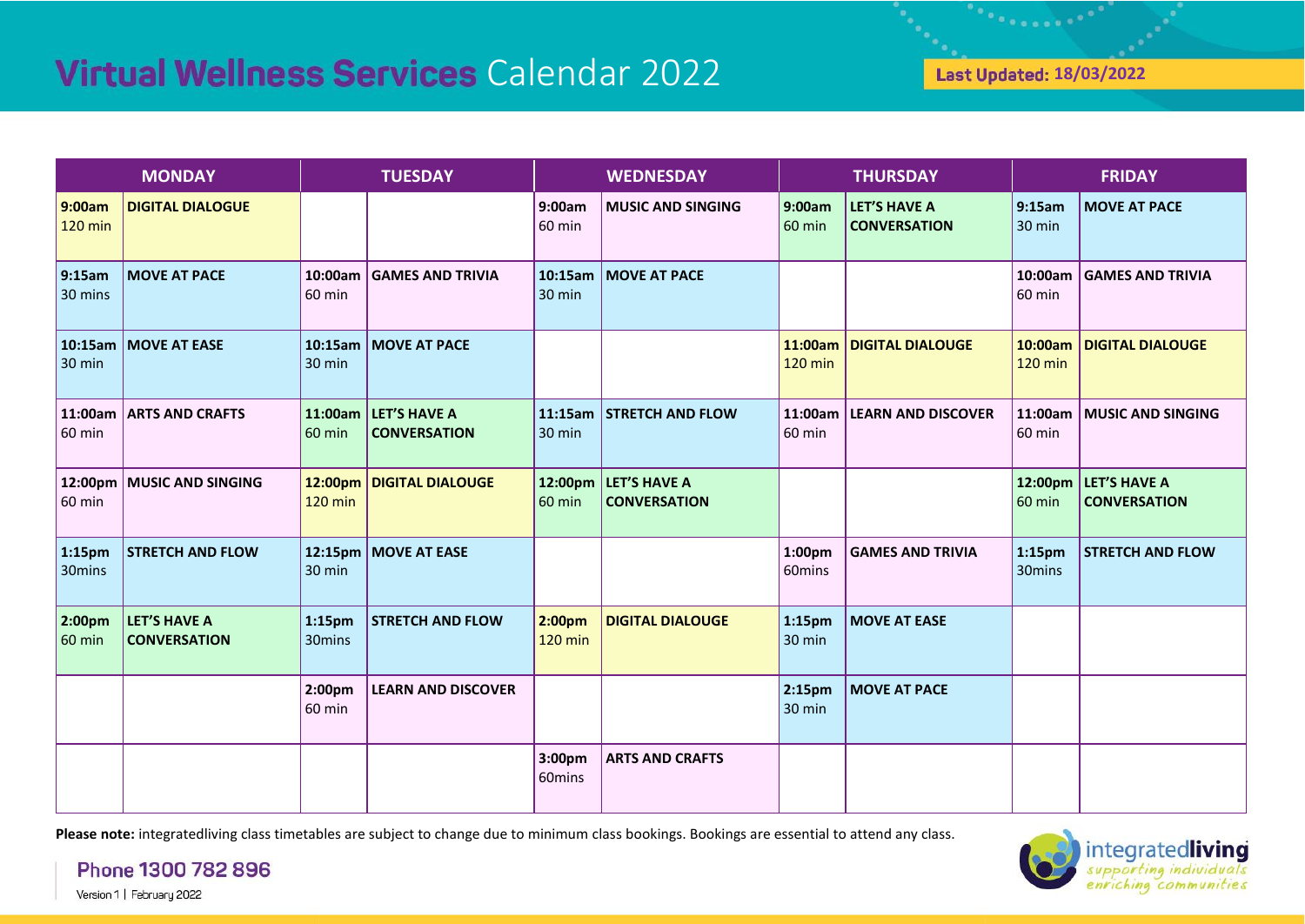# Virtual Wellness Services Calendar 2022

**Last Updated: 18/03/2022**

| MONDAY | | TUESDAY | | WEDNESDAY | | THURSDAY | | FRIDAY | |
|---|---|---|---|---|---|---|---|---|---|
| **9:00am** 120 min | **DIGITAL DIALOGUE** | | | **9:00am** 60 min | **MUSIC AND SINGING** | **9:00am** 60 min | **LET'S HAVE A CONVERSATION** | **9:15am** 30 min | **MOVE AT PACE** |
| **9:15am** 30 mins | **MOVE AT PACE** | **10:00am** 60 min | **GAMES AND TRIVIA** | **10:15am** 30 min | **MOVE AT PACE** | | | **10:00am** 60 min | **GAMES AND TRIVIA** |
| **10:15am** 30 min | **MOVE AT EASE** | **10:15am** 30 min | **MOVE AT PACE** | | | **11:00am** 120 min | **DIGITAL DIALOUGE** | **10:00am** 120 min | **DIGITAL DIALOUGE** |
| **11:00am** 60 min | **ARTS AND CRAFTS** | **11:00am** 60 min | **LET'S HAVE A CONVERSATION** | **11:15am** 30 min | **STRETCH AND FLOW** | **11:00am** 60 min | **LEARN AND DISCOVER** | **11:00am** 60 min | **MUSIC AND SINGING** |
| **12:00pm** 60 min | **MUSIC AND SINGING** | **12:00pm** 120 min | **DIGITAL DIALOUGE** | **12:00pm** 60 min | **LET'S HAVE A CONVERSATION** | | | **12:00pm** 60 min | **LET'S HAVE A CONVERSATION** |
| **1:15pm** 30mins | **STRETCH AND FLOW** | **12:15pm** 30 min | **MOVE AT EASE** | | | **1:00pm** 60mins | **GAMES AND TRIVIA** | **1:15pm** 30mins | **STRETCH AND FLOW** |
| **2:00pm** 60 min | **LET'S HAVE A CONVERSATION** | **1:15pm** 30mins | **STRETCH AND FLOW** | **2:00pm** 120 min | **DIGITAL DIALOUGE** | **1:15pm** 30 min | **MOVE AT EASE** | | |
| | | **2:00pm** 60 min | **LEARN AND DISCOVER** | | | **2:15pm** 30 min | **MOVE AT PACE** | | |
| | | | | **3:00pm** 60mins | **ARTS AND CRAFTS** | | | | |

**Please note:** integratedliving class timetables are subject to change due to minimum class bookings. Bookings are essential to attend any class.

**Phone 1300 782 896**

Version 1 | February 2022

integratedliving *supporting individuals enriching communities*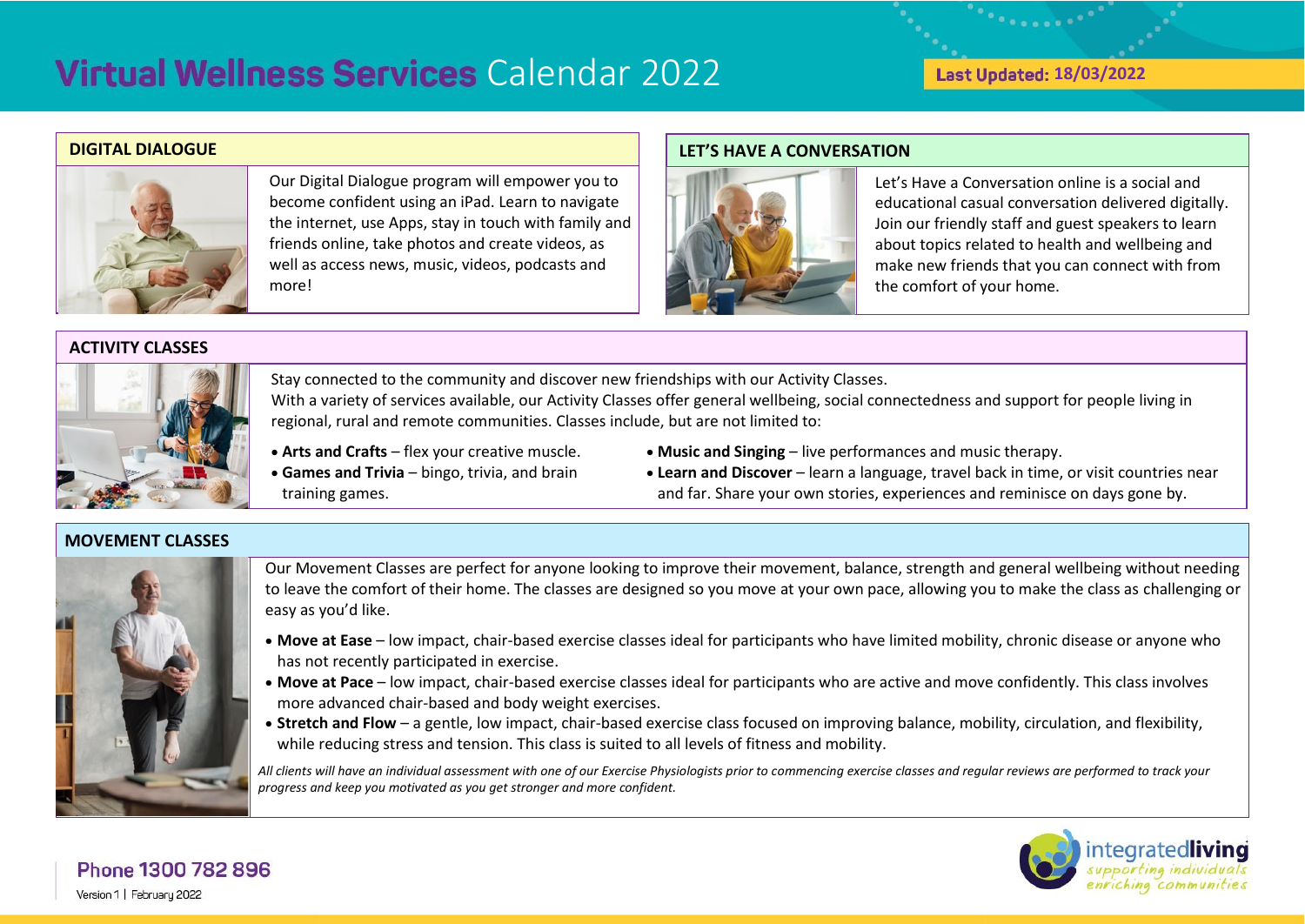# Virtual Wellness Services Calendar 2022

**Last Updated: 18/03/2022**

## DIGITAL DIALOGUE

Our Digital Dialogue program will empower you to become confident using an iPad. Learn to navigate the internet, use Apps, stay in touch with family and friends online, take photos and create videos, as well as access news, music, videos, podcasts and more!

## LET'S HAVE A CONVERSATION

Let's Have a Conversation online is a social and educational casual conversation delivered digitally. Join our friendly staff and guest speakers to learn about topics related to health and wellbeing and make new friends that you can connect with from the comfort of your home.

## ACTIVITY CLASSES

Stay connected to the community and discover new friendships with our Activity Classes.
With a variety of services available, our Activity Classes offer general wellbeing, social connectedness and support for people living in regional, rural and remote communities. Classes include, but are not limited to:

- **Arts and Crafts** – flex your creative muscle.
- **Games and Trivia** – bingo, trivia, and brain training games.
- **Music and Singing** – live performances and music therapy.
- **Learn and Discover** – learn a language, travel back in time, or visit countries near and far. Share your own stories, experiences and reminisce on days gone by.

## MOVEMENT CLASSES

Our Movement Classes are perfect for anyone looking to improve their movement, balance, strength and general wellbeing without needing to leave the comfort of their home. The classes are designed so you move at your own pace, allowing you to make the class as challenging or easy as you'd like.

- **Move at Ease** – low impact, chair-based exercise classes ideal for participants who have limited mobility, chronic disease or anyone who has not recently participated in exercise.
- **Move at Pace** – low impact, chair-based exercise classes ideal for participants who are active and move confidently. This class involves more advanced chair-based and body weight exercises.
- **Stretch and Flow** – a gentle, low impact, chair-based exercise class focused on improving balance, mobility, circulation, and flexibility, while reducing stress and tension. This class is suited to all levels of fitness and mobility.

*All clients will have an individual assessment with one of our Exercise Physiologists prior to commencing exercise classes and regular reviews are performed to track your progress and keep you motivated as you get stronger and more confident.*

Phone 1300 782 896

Version 1 | February 2022

integratedliving
supporting individuals
enriching communities